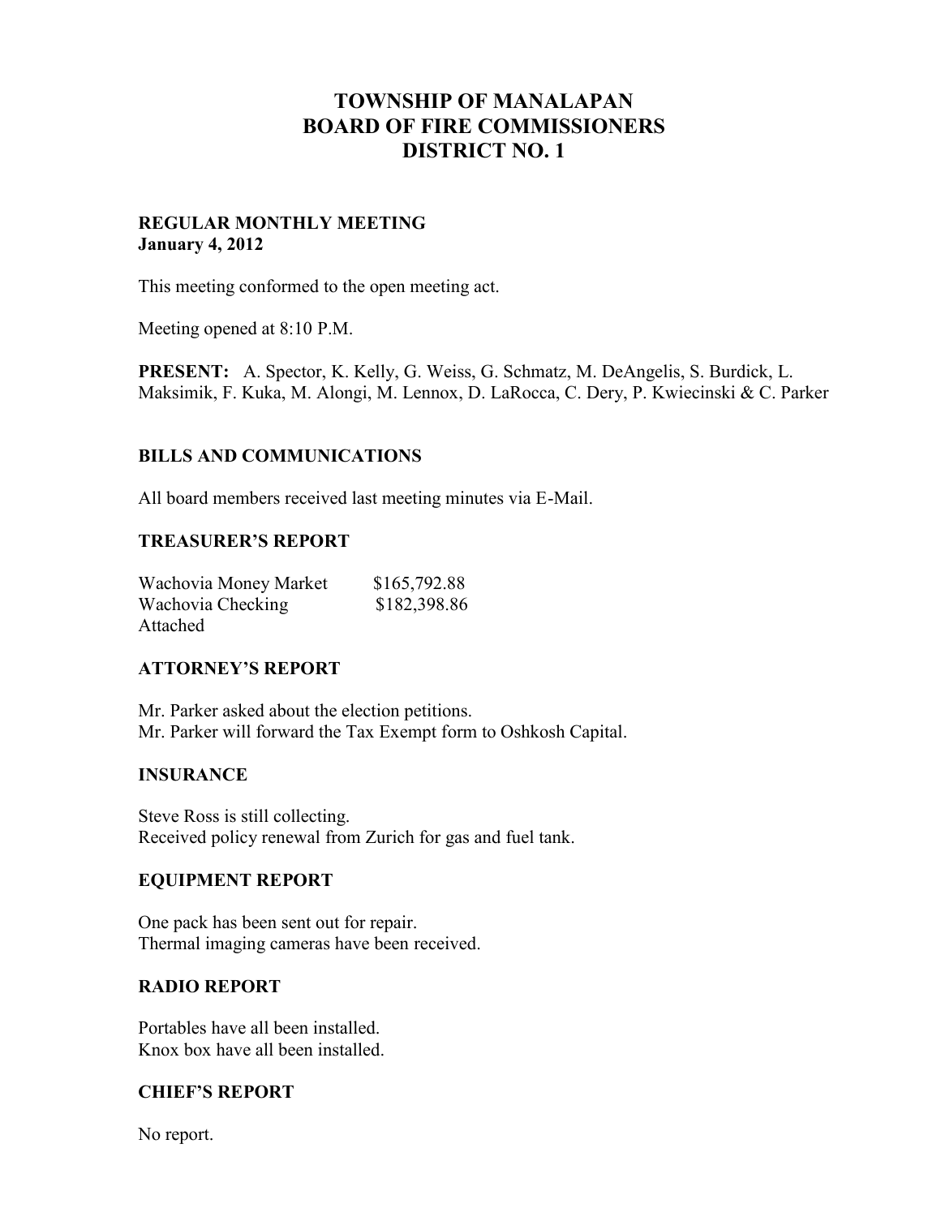# TOWNSHIP OF MANALAPAN
# BOARD OF FIRE COMMISSIONERS
# DISTRICT NO. 1

**REGULAR MONTHLY MEETING**
**January 4, 2012**

This meeting conformed to the open meeting act.

Meeting opened at 8:10 P.M.

**PRESENT:** A. Spector, K. Kelly, G. Weiss, G. Schmatz, M. DeAngelis, S. Burdick, L. Maksimik, F. Kuka, M. Alongi, M. Lennox, D. LaRocca, C. Dery, P. Kwiecinski & C. Parker

## BILLS AND COMMUNICATIONS

All board members received last meeting minutes via E-Mail.

## TREASURER'S REPORT

Wachovia Money Market $165,792.88
Wachovia Checking $182,398.86
Attached

## ATTORNEY'S REPORT

Mr. Parker asked about the election petitions.
Mr. Parker will forward the Tax Exempt form to Oshkosh Capital.

## INSURANCE

Steve Ross is still collecting.
Received policy renewal from Zurich for gas and fuel tank.

## EQUIPMENT REPORT

One pack has been sent out for repair.
Thermal imaging cameras have been received.

## RADIO REPORT

Portables have all been installed.
Knox box have all been installed.

## CHIEF'S REPORT

No report.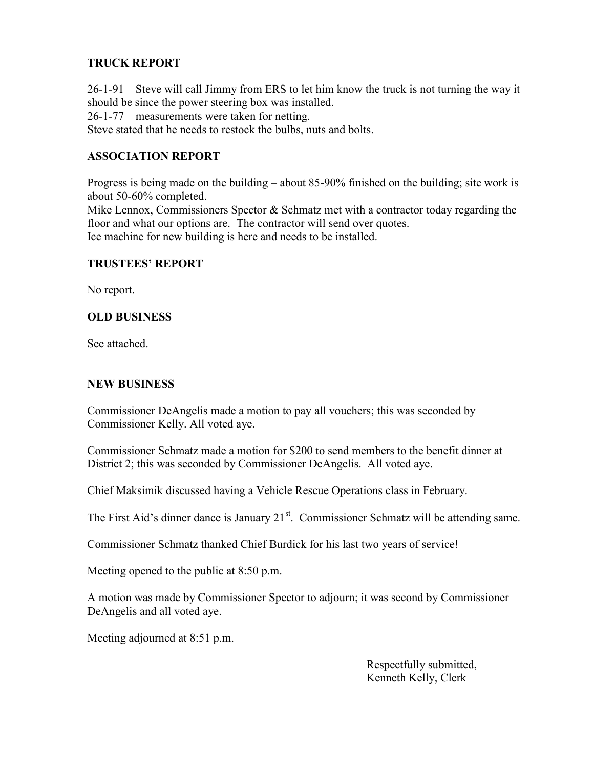**TRUCK REPORT**

26-1-91 – Steve will call Jimmy from ERS to let him know the truck is not turning the way it should be since the power steering box was installed.
26-1-77 – measurements were taken for netting.
Steve stated that he needs to restock the bulbs, nuts and bolts.

**ASSOCIATION REPORT**

Progress is being made on the building – about 85-90% finished on the building; site work is about 50-60% completed.
Mike Lennox, Commissioners Spector & Schmatz met with a contractor today regarding the floor and what our options are. The contractor will send over quotes.
Ice machine for new building is here and needs to be installed.

**TRUSTEES' REPORT**

No report.

**OLD BUSINESS**

See attached.

**NEW BUSINESS**

Commissioner DeAngelis made a motion to pay all vouchers; this was seconded by Commissioner Kelly. All voted aye.

Commissioner Schmatz made a motion for $200 to send members to the benefit dinner at District 2; this was seconded by Commissioner DeAngelis. All voted aye.

Chief Maksimik discussed having a Vehicle Rescue Operations class in February.

The First Aid's dinner dance is January 21st. Commissioner Schmatz will be attending same.

Commissioner Schmatz thanked Chief Burdick for his last two years of service!

Meeting opened to the public at 8:50 p.m.

A motion was made by Commissioner Spector to adjourn; it was second by Commissioner DeAngelis and all voted aye.

Meeting adjourned at 8:51 p.m.

Respectfully submitted,
Kenneth Kelly, Clerk